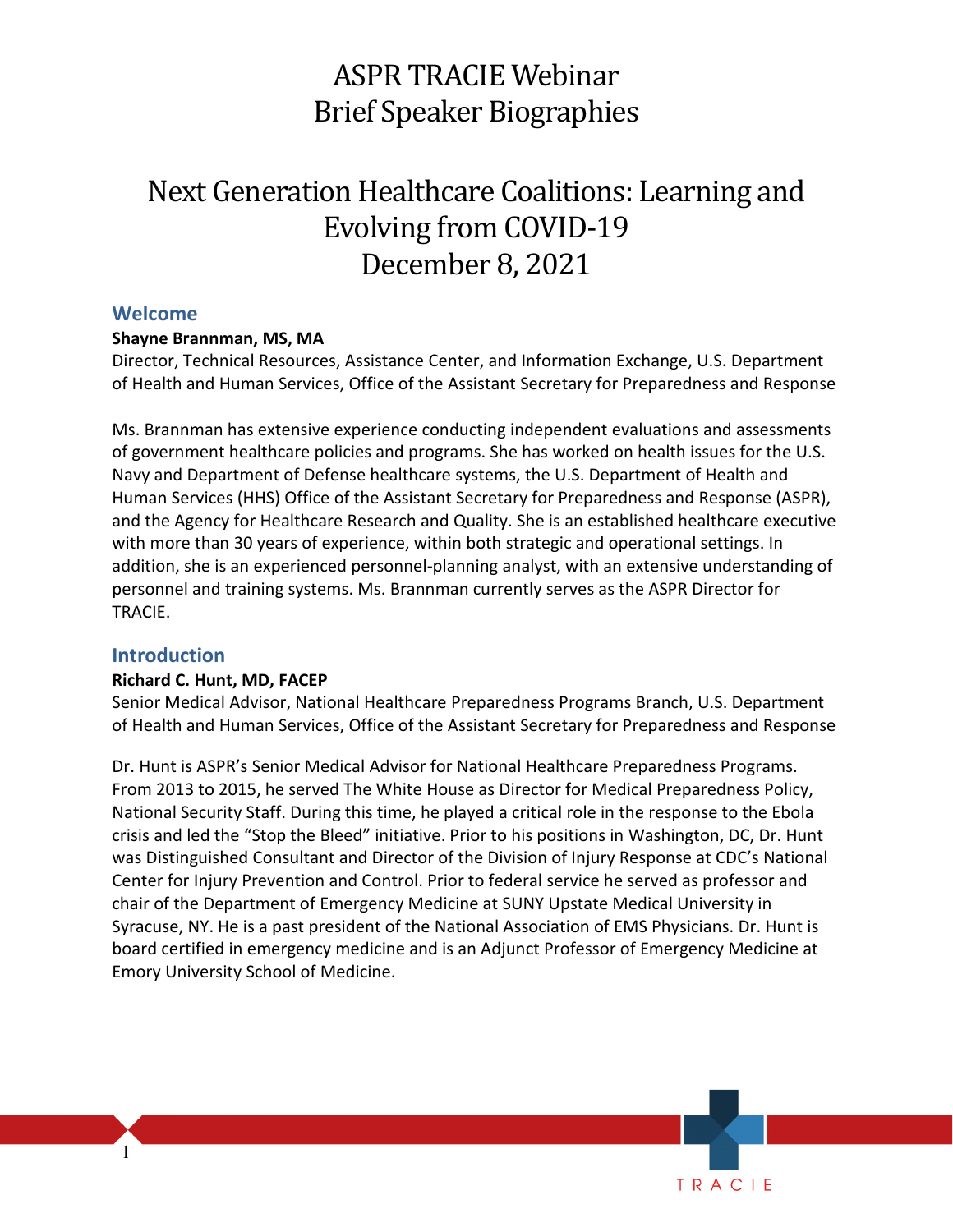# ASPR TRACIE Webinar
# Brief Speaker Biographies

# Next Generation Healthcare Coalitions: Learning and Evolving from COVID-19
# December 8, 2021

## Welcome

**Shayne Brannman, MS, MA**
Director, Technical Resources, Assistance Center, and Information Exchange, U.S. Department of Health and Human Services, Office of the Assistant Secretary for Preparedness and Response

Ms. Brannman has extensive experience conducting independent evaluations and assessments of government healthcare policies and programs. She has worked on health issues for the U.S. Navy and Department of Defense healthcare systems, the U.S. Department of Health and Human Services (HHS) Office of the Assistant Secretary for Preparedness and Response (ASPR), and the Agency for Healthcare Research and Quality. She is an established healthcare executive with more than 30 years of experience, within both strategic and operational settings. In addition, she is an experienced personnel-planning analyst, with an extensive understanding of personnel and training systems. Ms. Brannman currently serves as the ASPR Director for TRACIE.

## Introduction

**Richard C. Hunt, MD, FACEP**
Senior Medical Advisor, National Healthcare Preparedness Programs Branch, U.S. Department of Health and Human Services, Office of the Assistant Secretary for Preparedness and Response

Dr. Hunt is ASPR's Senior Medical Advisor for National Healthcare Preparedness Programs. From 2013 to 2015, he served The White House as Director for Medical Preparedness Policy, National Security Staff. During this time, he played a critical role in the response to the Ebola crisis and led the "Stop the Bleed" initiative. Prior to his positions in Washington, DC, Dr. Hunt was Distinguished Consultant and Director of the Division of Injury Response at CDC's National Center for Injury Prevention and Control. Prior to federal service he served as professor and chair of the Department of Emergency Medicine at SUNY Upstate Medical University in Syracuse, NY. He is a past president of the National Association of EMS Physicians. Dr. Hunt is board certified in emergency medicine and is an Adjunct Professor of Emergency Medicine at Emory University School of Medicine.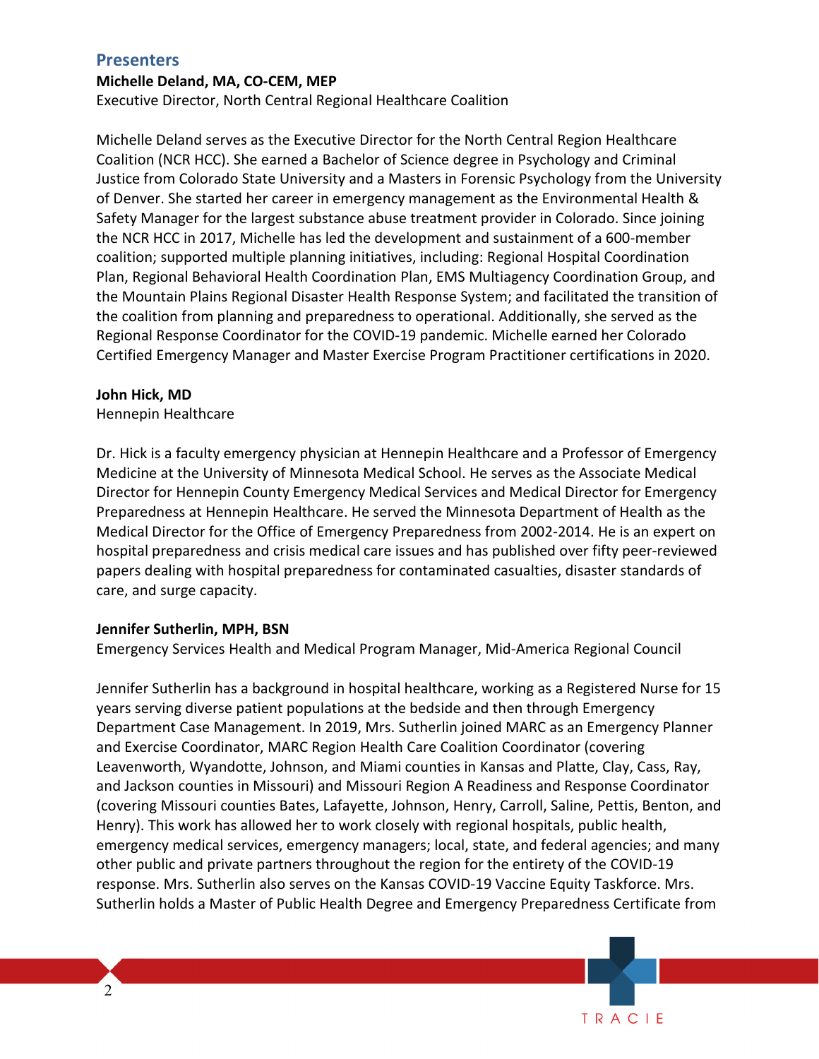## Presenters

**Michelle Deland, MA, CO-CEM, MEP**
Executive Director, North Central Regional Healthcare Coalition

Michelle Deland serves as the Executive Director for the North Central Region Healthcare Coalition (NCR HCC). She earned a Bachelor of Science degree in Psychology and Criminal Justice from Colorado State University and a Masters in Forensic Psychology from the University of Denver. She started her career in emergency management as the Environmental Health & Safety Manager for the largest substance abuse treatment provider in Colorado. Since joining the NCR HCC in 2017, Michelle has led the development and sustainment of a 600-member coalition; supported multiple planning initiatives, including: Regional Hospital Coordination Plan, Regional Behavioral Health Coordination Plan, EMS Multiagency Coordination Group, and the Mountain Plains Regional Disaster Health Response System; and facilitated the transition of the coalition from planning and preparedness to operational. Additionally, she served as the Regional Response Coordinator for the COVID-19 pandemic. Michelle earned her Colorado Certified Emergency Manager and Master Exercise Program Practitioner certifications in 2020.

**John Hick, MD**
Hennepin Healthcare

Dr. Hick is a faculty emergency physician at Hennepin Healthcare and a Professor of Emergency Medicine at the University of Minnesota Medical School. He serves as the Associate Medical Director for Hennepin County Emergency Medical Services and Medical Director for Emergency Preparedness at Hennepin Healthcare. He served the Minnesota Department of Health as the Medical Director for the Office of Emergency Preparedness from 2002-2014. He is an expert on hospital preparedness and crisis medical care issues and has published over fifty peer-reviewed papers dealing with hospital preparedness for contaminated casualties, disaster standards of care, and surge capacity.

**Jennifer Sutherlin, MPH, BSN**
Emergency Services Health and Medical Program Manager, Mid-America Regional Council

Jennifer Sutherlin has a background in hospital healthcare, working as a Registered Nurse for 15 years serving diverse patient populations at the bedside and then through Emergency Department Case Management. In 2019, Mrs. Sutherlin joined MARC as an Emergency Planner and Exercise Coordinator, MARC Region Health Care Coalition Coordinator (covering Leavenworth, Wyandotte, Johnson, and Miami counties in Kansas and Platte, Clay, Cass, Ray, and Jackson counties in Missouri) and Missouri Region A Readiness and Response Coordinator (covering Missouri counties Bates, Lafayette, Johnson, Henry, Carroll, Saline, Pettis, Benton, and Henry). This work has allowed her to work closely with regional hospitals, public health, emergency medical services, emergency managers; local, state, and federal agencies; and many other public and private partners throughout the region for the entirety of the COVID-19 response. Mrs. Sutherlin also serves on the Kansas COVID-19 Vaccine Equity Taskforce. Mrs. Sutherlin holds a Master of Public Health Degree and Emergency Preparedness Certificate from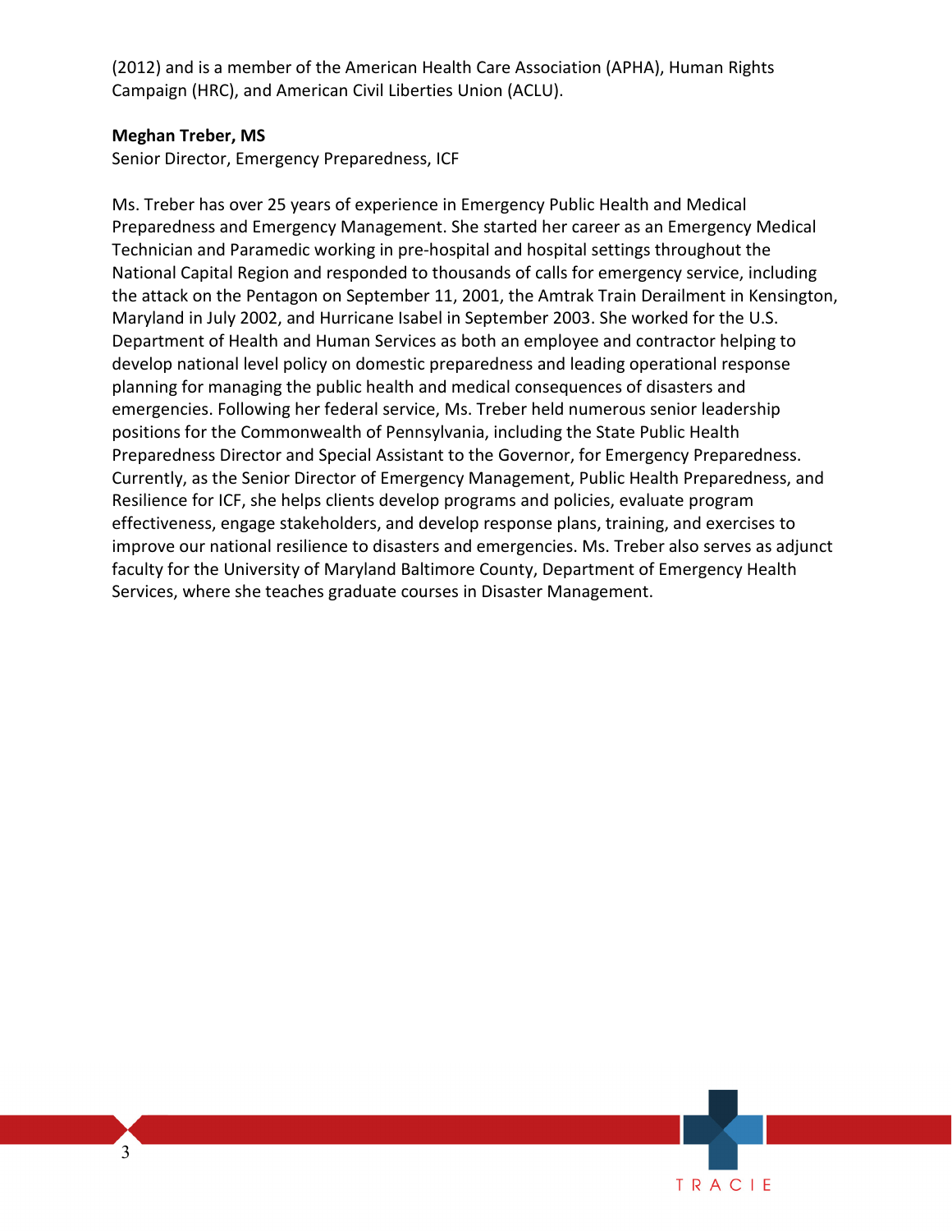(2012) and is a member of the American Health Care Association (APHA), Human Rights Campaign (HRC), and American Civil Liberties Union (ACLU).

**Meghan Treber, MS**
Senior Director, Emergency Preparedness, ICF

Ms. Treber has over 25 years of experience in Emergency Public Health and Medical Preparedness and Emergency Management. She started her career as an Emergency Medical Technician and Paramedic working in pre-hospital and hospital settings throughout the National Capital Region and responded to thousands of calls for emergency service, including the attack on the Pentagon on September 11, 2001, the Amtrak Train Derailment in Kensington, Maryland in July 2002, and Hurricane Isabel in September 2003. She worked for the U.S. Department of Health and Human Services as both an employee and contractor helping to develop national level policy on domestic preparedness and leading operational response planning for managing the public health and medical consequences of disasters and emergencies. Following her federal service, Ms. Treber held numerous senior leadership positions for the Commonwealth of Pennsylvania, including the State Public Health Preparedness Director and Special Assistant to the Governor, for Emergency Preparedness. Currently, as the Senior Director of Emergency Management, Public Health Preparedness, and Resilience for ICF, she helps clients develop programs and policies, evaluate program effectiveness, engage stakeholders, and develop response plans, training, and exercises to improve our national resilience to disasters and emergencies. Ms. Treber also serves as adjunct faculty for the University of Maryland Baltimore County, Department of Emergency Health Services, where she teaches graduate courses in Disaster Management.